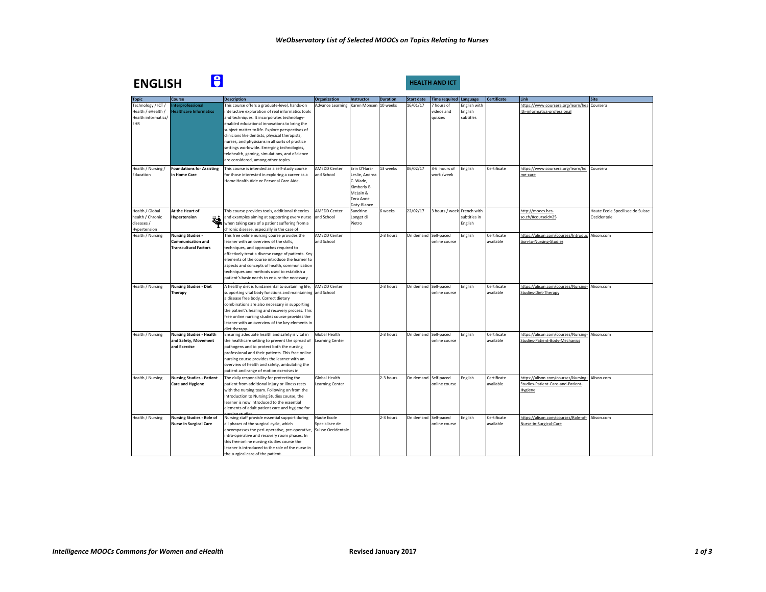# WeObservatory List of Selected MOOCs on Topics Relating to Nurses

## ENGLISH

**HEALTH AND ICT**

| Topic | Course | Description | Organization | Instructor | Duration | Start date | Time required | Language | Certificate | Link | Site |
|---|---|---|---|---|---|---|---|---|---|---|---|
| Technology / ICT / Health / eHealth / Health informatics/ EHR | **Interprofessional Healthcare Informatics** | This course offers a graduate-level, hands-on interactive exploration of real informatics tools and techniques. It incorporates technology-enabled educational innovations to bring the subject matter to life. Explore perspectives of clinicians like dentists, physical therapists, nurses, and physicians in all sorts of practice settings worldwide. Emerging technologies, telehealth, gaming, simulations, and eScience are considered, among other topics. | Advance Learning | Karen Monsen | 10 weeks | 16/01/17 | 7 hours of videos and quizzes | English with English subtitles | | https://www.coursera.org/learn/health-informatics-professional | Coursera |
| Health / Nursing / Education | **Foundations for Assisting in Home Care** | This course is intended as a self-study course for those interested in exploring a career as a Home Health Aide or Personal Care Aide. | AMEDD Center and School | Erin O'Hara-Leslie, Andrea C. Wade, Kimberly B. McLain & Tera Anne Doty-Blance | 13 weeks | 06/02/17 | 3-6 hours of work /week | English | Certificate | https://www.coursera.org/learn/home-care | Coursera |
| Health / Global health / Chronic diseases / Hypertension | **At the Heart of Hypertension** | This course provides tools, additional theories and examples aiming at supporting every nurse when taking care of a patient suffering from a chronic disease, especially in the case of | AMEDD Center and School | Sandrine Longet di Pietro | 6 weeks | 22/02/17 | 3 hours / week | French with subtitles in English | | http://moocs.hes-so.ch/#courseid=25 | Haute Ecole Specilisee de Suisse Occidentale |
| Health / Nursing | **Nursing Studies - Communication and Transcultural Factors** | This free online nursing course provides the learner with an overview of the skills, techniques, and approaches required to effectively treat a diverse range of patients. Key elements of the course introduce the learner to aspects and concepts of health, communication techniques and methods used to establish a patient's basic needs to ensure the necessary | AMEDD Center and School | | 2-3 hours | On demand | Self-paced online course | English | Certificate available | https://alison.com/courses/Introduction-to-Nursing-Studies | Alison.com |
| Health / Nursing | **Nursing Studies - Diet Therapy** | A healthy diet is fundamental to sustaining life, supporting vital body functions and maintaining a disease free body. Correct dietary combinations are also necessary in supporting the patient's healing and recovery process. This free online nursing studies course provides the learner with an overview of the key elements in diet therapy. | AMEDD Center and School | | 2-3 hours | On demand | Self-paced online course | English | Certificate available | https://alison.com/courses/Nursing-Studies-Diet-Therapy | Alison.com |
| Health / Nursing | **Nursing Studies - Health and Safety, Movement and Exercise** | Ensuring adequate health and safety is vital in the healthcare setting to prevent the spread of pathogens and to protect both the nursing professional and their patients. This free online nursing course provides the learner with an overview of health and safety, ambulating the patient and range of motion exercises in | Global Health Learning Center | | 2-3 hours | On demand | Self-paced online course | English | Certificate available | https://alison.com/courses/Nursing-Studies-Patient-Body-Mechanics | Alison.com |
| Health / Nursing | **Nursing Studies - Patient Care and Hygiene** | The daily responsibility for protecting the patient from additional injury or illness rests with the nursing team. Following on from the Introduction to Nursing Studies course, the learner is now introduced to the essential elements of adult patient care and hygiene for nursing studies | Global Health Learning Center | | 2-3 hours | On demand | Self-paced online course | English | Certificate available | https://alison.com/courses/Nursing-Studies-Patient-Care-and-Patient-Hygiene | Alison.com |
| Health / Nursing | **Nursing Studies - Role of Nurse in Surgical Care** | Nursing staff provide essential support during all phases of the surgical cycle, which encompasses the peri-operative, pre-operative, intra-operative and recovery room phases. In this free online nursing studies course the learner is introduced to the role of the nurse in the surgical care of the patient. | Haute Ecole Specialisee de Suisse Occidentale | | 2-3 hours | On demand | Self-paced online course | English | Certificate available | https://alison.com/courses/Role-of-Nurse-in-Surgical-Care | Alison.com |

*Intelligence MOOCs Commons for Women and eHealth* — **Revised January 2017**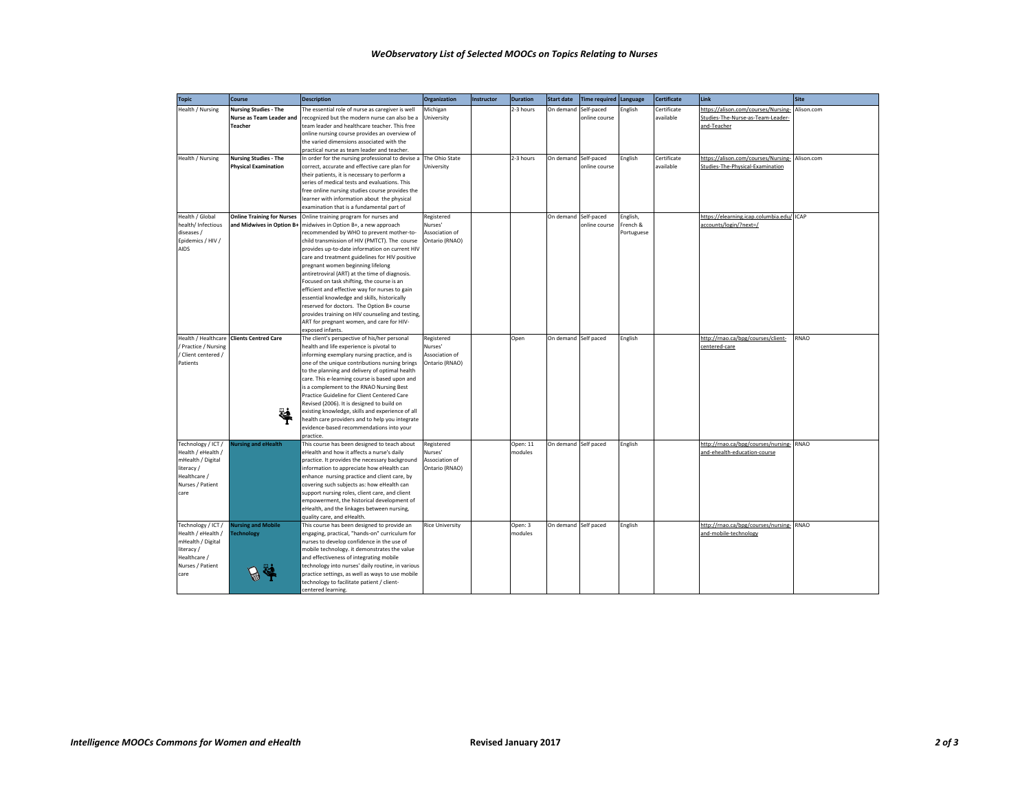### *WeObservatory List of Selected MOOCs on Topics Relating to Nurses*

| Topic | Course | Description | Organization | Instructor | Duration | Start date | Time required | Language | Certificate | Link | Site |
|---|---|---|---|---|---|---|---|---|---|---|---|
| Health / Nursing | **Nursing Studies - The Nurse as Team Leader and Teacher** | The essential role of nurse as caregiver is well recognized but the modern nurse can also be a team leader and healthcare teacher. This free online nursing course provides an overview of the varied dimensions associated with the practical nurse as team leader and teacher. | Michigan University | | 2-3 hours | On demand | Self-paced online course | English | Certificate available | https://alison.com/courses/Nursing-Studies-The-Nurse-as-Team-Leader-and-Teacher | Alison.com |
| Health / Nursing | **Nursing Studies - The Physical Examination** | In order for the nursing professional to devise a correct, accurate and effective care plan for their patients, it is necessary to perform a series of medical tests and evaluations. This free online nursing studies course provides the learner with information about the physical examination that is a fundamental part of | The Ohio State University | | 2-3 hours | On demand | Self-paced online course | English | Certificate available | https://alison.com/courses/Nursing-Studies-The-Physical-Examination | Alison.com |
| Health / Global health/ Infectious diseases / Epidemics / HIV / AIDS | **Online Training for Nurses and Midwives in Option B+** | Online training program for nurses and midwives in Option B+, a new approach recommended by WHO to prevent mother-to-child transmission of HIV (PMTCT). The course provides up-to-date information on current HIV care and treatment guidelines for HIV positive pregnant women beginning lifelong antiretroviral (ART) at the time of diagnosis. Focused on task shifting, the course is an efficient and effective way for nurses to gain essential knowledge and skills, historically reserved for doctors. The Option B+ course provides training on HIV counseling and testing, ART for pregnant women, and care for HIV-exposed infants. | Registered Nurses' Association of Ontario (RNAO) | | | On demand | Self-paced online course | English, French & Portuguese | | https://elearning.icap.columbia.edu/accounts/login/?next=/ | ICAP |
| Health / Healthcare / Practice / Nursing / Client centered / Patients | **Clients Centred Care** | The client's perspective of his/her personal health and life experience is pivotal to informing exemplary nursing practice, and is one of the unique contributions nursing brings to the planning and delivery of optimal health care. This e-learning course is based upon and is a complement to the RNAO Nursing Best Practice Guideline for Client Centered Care Revised (2006). It is designed to build on existing knowledge, skills and experience of all health care providers and to help you integrate evidence-based recommendations into your practice. | Registered Nurses' Association of Ontario (RNAO) | | Open | On demand | Self paced | English | | http://rnao.ca/bpg/courses/client-centered-care | RNAO |
| Technology / ICT / Health / eHealth / mHealth / Digital literacy / Healthcare / Nurses / Patient care | **Nursing and eHealth** | This course has been designed to teach about eHealth and how it affects a nurse's daily practice. It provides the necessary background information to appreciate how eHealth can enhance nursing practice and client care, by covering such subjects as: how eHealth can support nursing roles, client care, and client empowerment, the historical development of eHealth, and the linkages between nursing, quality care, and eHealth. | Registered Nurses' Association of Ontario (RNAO) | | Open: 11 modules | On demand | Self paced | English | | http://rnao.ca/bpg/courses/nursing-and-ehealth-education-course | RNAO |
| Technology / ICT / Health / eHealth / mHealth / Digital literacy / Healthcare / Nurses / Patient care | **Nursing and Mobile Technology** | This course has been designed to provide an engaging, practical, "hands-on" curriculum for nurses to develop confidence in the use of mobile technology. it demonstrates the value and effectiveness of integrating mobile technology into nurses' daily routine, in various practice settings, as well as ways to use mobile technology to facilitate patient / client-centered learning. | Rice University | | Open: 3 modules | On demand | Self paced | English | | http://rnao.ca/bpg/courses/nursing-and-mobile-technology | RNAO |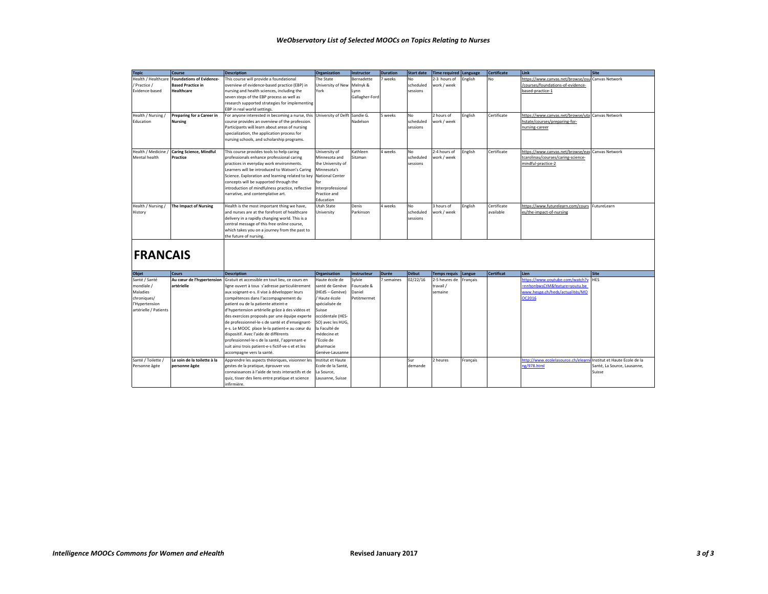| Topic | Course | Description | Organization | Instructor | Duration | Start date | Time required | Language | Certificate | Link | Site |
|---|---|---|---|---|---|---|---|---|---|---|---|
| Health / Healthcare / Practice / Evidence-based | **Foundations of Evidence-Based Practice in Healthcare** | This course will provide a foundational overview of evidence-based practice (EBP) in nursing and health sciences, including the seven steps of the EBP process as well as research supported strategies for implementing EBP in real world settings. | The State University of New York | Bernadette Melnyk & Lynn Gallagher-Ford | 7 weeks | No scheduled sessions | 2-3 hours of work / week | English | No | https://www.canvas.net/browse/osu/courses/foundations-of-evidence-based-practice-1 | Canvas Network |
| Health / Nursing / Education | **Preparing for a Career in Nursing** | For anyone interested in becoming a nurse, this course provides an overview of the profession. Participants will learn about areas of nursing specialization, the application process for nursing schools, and scholarship programs. | University of Delft | Sandie G. Nadelson | 5 weeks | No scheduled sessions | 2 hours of work / week | English | Certificate | https://www.canvas.net/browse/utahstate/courses/preparing-for-nursing-career | Canvas Network |
| Health / Medicine / Mental health | **Caring Science, Mindful Practice** | This course provides tools to help caring professionals enhance professional caring practices in everyday work environments. Learners will be introduced to Watson's Caring Science. Exploration and learning related to key concepts will be supported through the introduction of mindfulness practice, reflective narrative, and contemplative art. | University of Minnesota and the University of Minnesota's National Center for Interprofessional Practice and Education | Kathleen Sitzman | 4 weeks | No scheduled sessions | 2-4 hours of work / week | English | Certificate | https://www.canvas.net/browse/eastcarolinau/courses/caring-science-mindful-practice-2 | Canvas Network |
| Health / Nursing / History | **The Impact of Nursing** | Health is the most important thing we have, and nurses are at the forefront of healthcare delivery in a rapidly changing world. This is a central message of this free online course, which takes you on a journey from the past to the future of nursing. | Utah State University | Denis Parkinson | 4 weeks | No scheduled sessions | 3 hours of work / week | English | Certificate available | https://www.futurelearn.com/courses/the-impact-of-nursing | FutureLearn |

# FRANCAIS

| Objet | Cours | Description | Organisation | instructeur | Durée | Début | Temps requis | Langue | Certificat | Lien | Site |
|---|---|---|---|---|---|---|---|---|---|---|---|
| Santé / Santé mondiale / Maladies chroniques/ l'Hypertension artérielle / Patients | **Au cœur de l'hypertension artérielle** | Gratuit et accessible en tout lieu, ce cours en ligne ouvert à tous s'adresse particulièrement aux soignant-e-s. Il vise à développer leurs compétences dans l'accompagnement du patient ou de la patiente atteint-e d'hypertension artérielle grâce à des vidéos et des exercices proposés par une équipe experte de professionnel-le-s de santé et d'enseignant-e-s. Le MOOC place le-la patient-e au cœur du dispositif. Avec l'aide de différents professionnel-le-s de la santé, l'apprenant-e suit ainsi trois patient-e-s fictif-ve-s et et les accompagne vers la santé. | Haute école de santé de Genève (HEdS – Genève) / Haute école spécialisée de Suisse occidentale (HES-SO) avec les HUG, la Faculté de médecine et l'Ecole de pharmacie Genève-Lausanne | Sylvie Fourcade & Daniel Petitmermet | 7 semaines | 02/22/16 | 2-5 heures de travail / semaine | Français | | https://www.youtube.com/watch?v=nnhonbwsCtM&feature=youtu.be www.hesge.ch/heds/actualités/MOOC2016 | HES |
| Santé / Toilette / Personne âgée | **Le soin de la toilette à la personne âgée** | Apprendre les aspects théoriques, visionner les gestes de la pratique, éprouver vos connaissances à l'aide de tests interactifs et de quiz, tisser des liens entre pratique et science infirmière. | Institut et Haute Ecole de la Santé, La Source, Lausanne, Suisse | | | Sur demande | 2 heures | Français | | http://www.ecolelasource.ch/elearning/978.html | Institut et Haute Ecole de la Santé, La Source, Lausanne, Suisse |